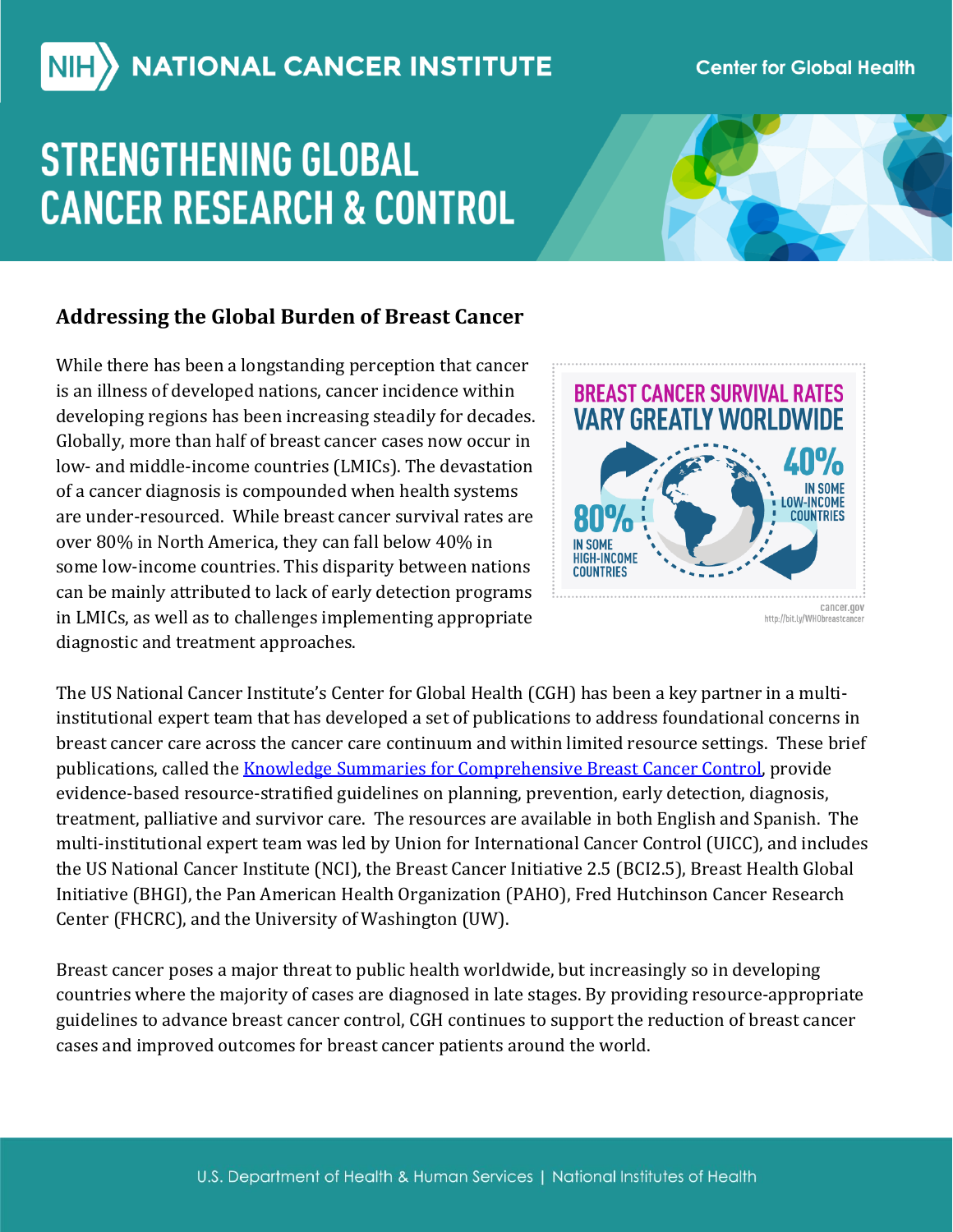NIH NATIONAL CANCER INSTITUTE

Center for Global Health

# STRENGTHENING GLOBAL CANCER RESEARCH & CONTROL

## Addressing the Global Burden of Breast Cancer

While there has been a longstanding perception that cancer is an illness of developed nations, cancer incidence within developing regions has been increasing steadily for decades. Globally, more than half of breast cancer cases now occur in low- and middle-income countries (LMICs). The devastation of a cancer diagnosis is compounded when health systems are under-resourced. While breast cancer survival rates are over 80% in North America, they can fall below 40% in some low-income countries. This disparity between nations can be mainly attributed to lack of early detection programs in LMICs, as well as to challenges implementing appropriate diagnostic and treatment approaches.

**BREAST CANCER SURVIVAL RATES VARY GREATLY WORLDWIDE**

80% IN SOME HIGH-INCOME COUNTRIES

40% IN SOME LOW-INCOME COUNTRIES

cancer.gov
http://bit.ly/WHObreastcancer

The US National Cancer Institute's Center for Global Health (CGH) has been a key partner in a multi-institutional expert team that has developed a set of publications to address foundational concerns in breast cancer care across the cancer care continuum and within limited resource settings. These brief publications, called the [Knowledge Summaries for Comprehensive Breast Cancer Control](), provide evidence-based resource-stratified guidelines on planning, prevention, early detection, diagnosis, treatment, palliative and survivor care. The resources are available in both English and Spanish. The multi-institutional expert team was led by Union for International Cancer Control (UICC), and includes the US National Cancer Institute (NCI), the Breast Cancer Initiative 2.5 (BCI2.5), Breast Health Global Initiative (BHGI), the Pan American Health Organization (PAHO), Fred Hutchinson Cancer Research Center (FHCRC), and the University of Washington (UW).

Breast cancer poses a major threat to public health worldwide, but increasingly so in developing countries where the majority of cases are diagnosed in late stages. By providing resource-appropriate guidelines to advance breast cancer control, CGH continues to support the reduction of breast cancer cases and improved outcomes for breast cancer patients around the world.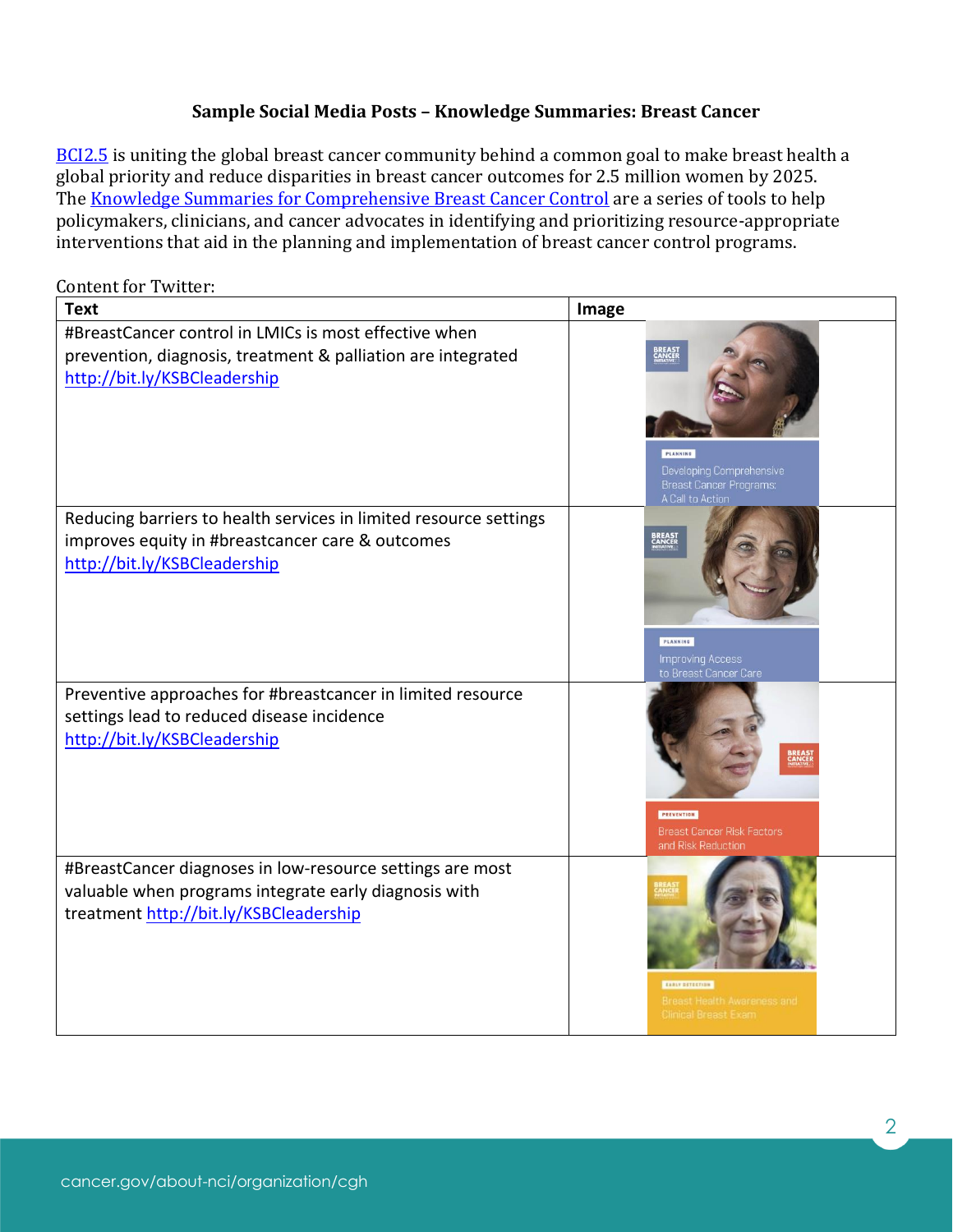**Sample Social Media Posts – Knowledge Summaries: Breast Cancer**

[BCI2.5](#) is uniting the global breast cancer community behind a common goal to make breast health a global priority and reduce disparities in breast cancer outcomes for 2.5 million women by 2025. The [Knowledge Summaries for Comprehensive Breast Cancer Control](#) are a series of tools to help policymakers, clinicians, and cancer advocates in identifying and prioritizing resource-appropriate interventions that aid in the planning and implementation of breast cancer control programs.

Content for Twitter:

| Text | Image |
| --- | --- |
| #BreastCancer control in LMICs is most effective when prevention, diagnosis, treatment & palliation are integrated http://bit.ly/KSBCleadership | BREAST CANCER INITIATIVE — PLANNING — Developing Comprehensive Breast Cancer Programs: A Call to Action |
| Reducing barriers to health services in limited resource settings improves equity in #breastcancer care & outcomes http://bit.ly/KSBCleadership | BREAST CANCER INITIATIVE — PLANNING — Improving Access to Breast Cancer Care |
| Preventive approaches for #breastcancer in limited resource settings lead to reduced disease incidence http://bit.ly/KSBCleadership | BREAST CANCER INITIATIVE — PREVENTION — Breast Cancer Risk Factors and Risk Reduction |
| #BreastCancer diagnoses in low-resource settings are most valuable when programs integrate early diagnosis with treatment http://bit.ly/KSBCleadership | BREAST CANCER INITIATIVE — EARLY DETECTION — Breast Health Awareness and Clinical Breast Exam |

cancer.gov/about-nci/organization/cgh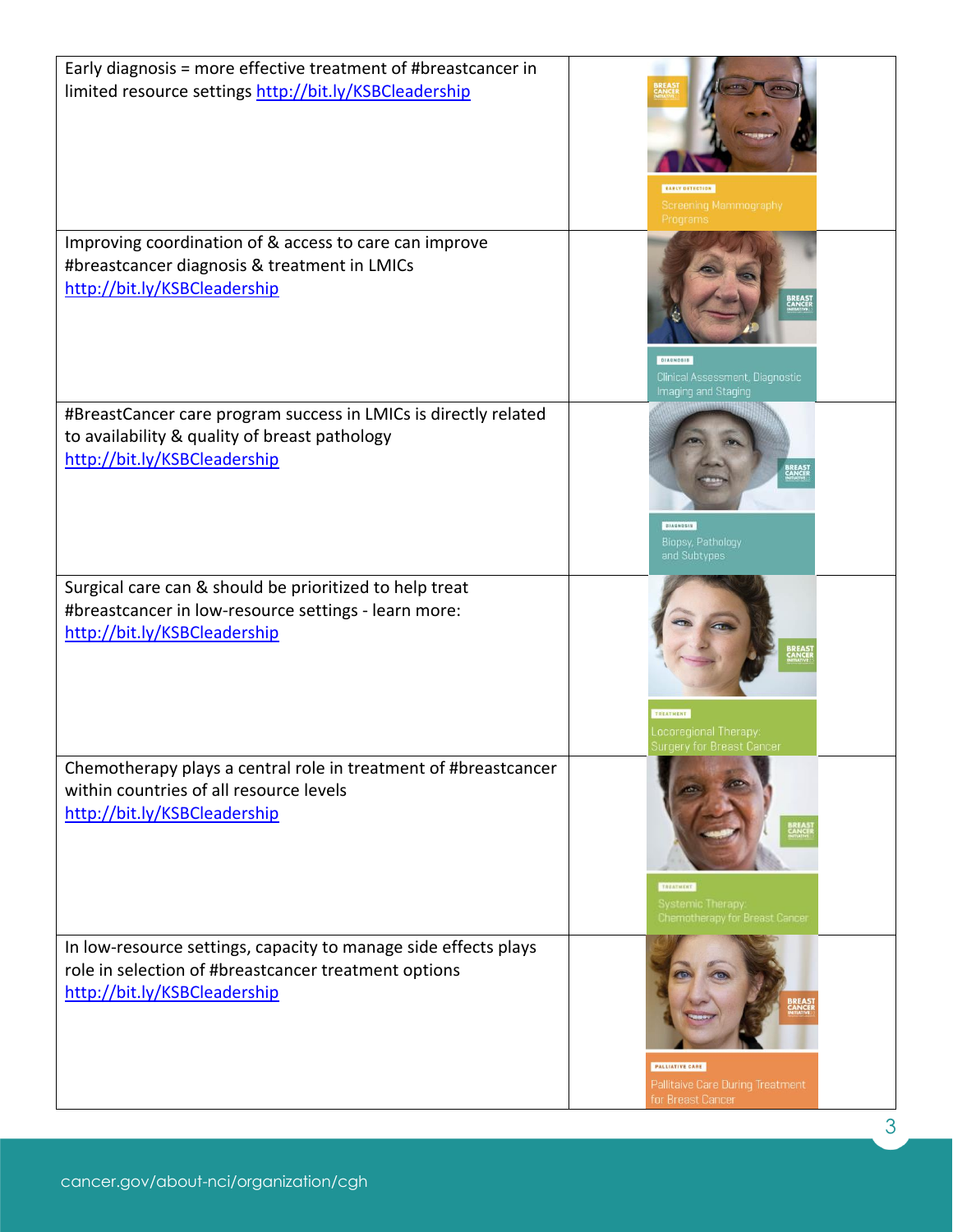| | |
|---|---|
| Early diagnosis = more effective treatment of #breastcancer in limited resource settings http://bit.ly/KSBCleadership | EARLY DETECTION Screening Mammography Programs |
| Improving coordination of & access to care can improve #breastcancer diagnosis & treatment in LMICs http://bit.ly/KSBCleadership | DIAGNOSIS Clinical Assessment, Diagnostic Imaging and Staging |
| #BreastCancer care program success in LMICs is directly related to availability & quality of breast pathology http://bit.ly/KSBCleadership | DIAGNOSIS Biopsy, Pathology and Subtypes |
| Surgical care can & should be prioritized to help treat #breastcancer in low-resource settings - learn more: http://bit.ly/KSBCleadership | TREATMENT Locoregional Therapy: Surgery for Breast Cancer |
| Chemotherapy plays a central role in treatment of #breastcancer within countries of all resource levels http://bit.ly/KSBCleadership | TREATMENT Systemic Therapy: Chemotherapy for Breast Cancer |
| In low-resource settings, capacity to manage side effects plays role in selection of #breastcancer treatment options http://bit.ly/KSBCleadership | PALLIATIVE CARE Palliative Care During Treatment for Breast Cancer |

cancer.gov/about-nci/organization/cgh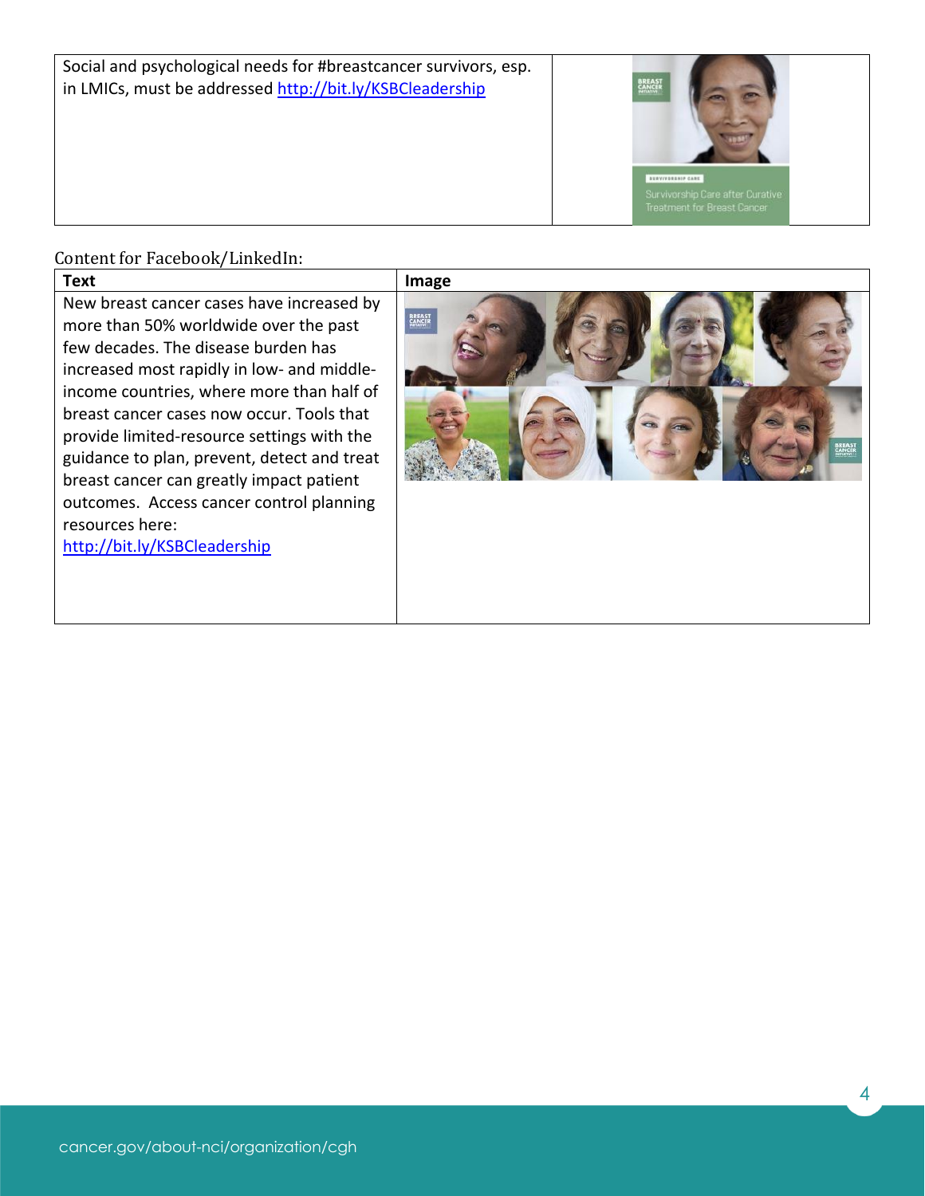| | |
|---|---|
| Social and psychological needs for #breastcancer survivors, esp. in LMICs, must be addressed http://bit.ly/KSBCleadership | |

Content for Facebook/LinkedIn:

| Text | Image |
|---|---|
| New breast cancer cases have increased by more than 50% worldwide over the past few decades. The disease burden has increased most rapidly in low- and middle-income countries, where more than half of breast cancer cases now occur. Tools that provide limited-resource settings with the guidance to plan, prevent, detect and treat breast cancer can greatly impact patient outcomes. Access cancer control planning resources here: http://bit.ly/KSBCleadership | |

cancer.gov/about-nci/organization/cgh